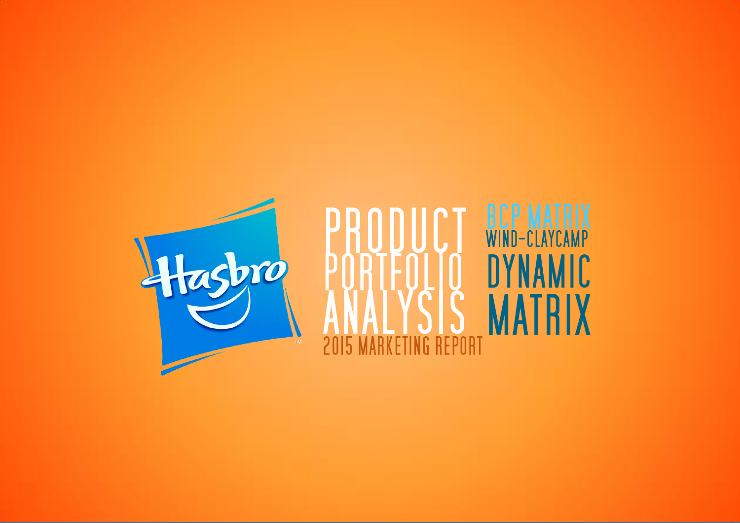Hasbro™

# PRODUCT PORTFOLIO ANALYSIS

2015 MARKETING REPORT

## BCP MATRIX

WIND-CLAYCAMP

## DYNAMIC MATRIX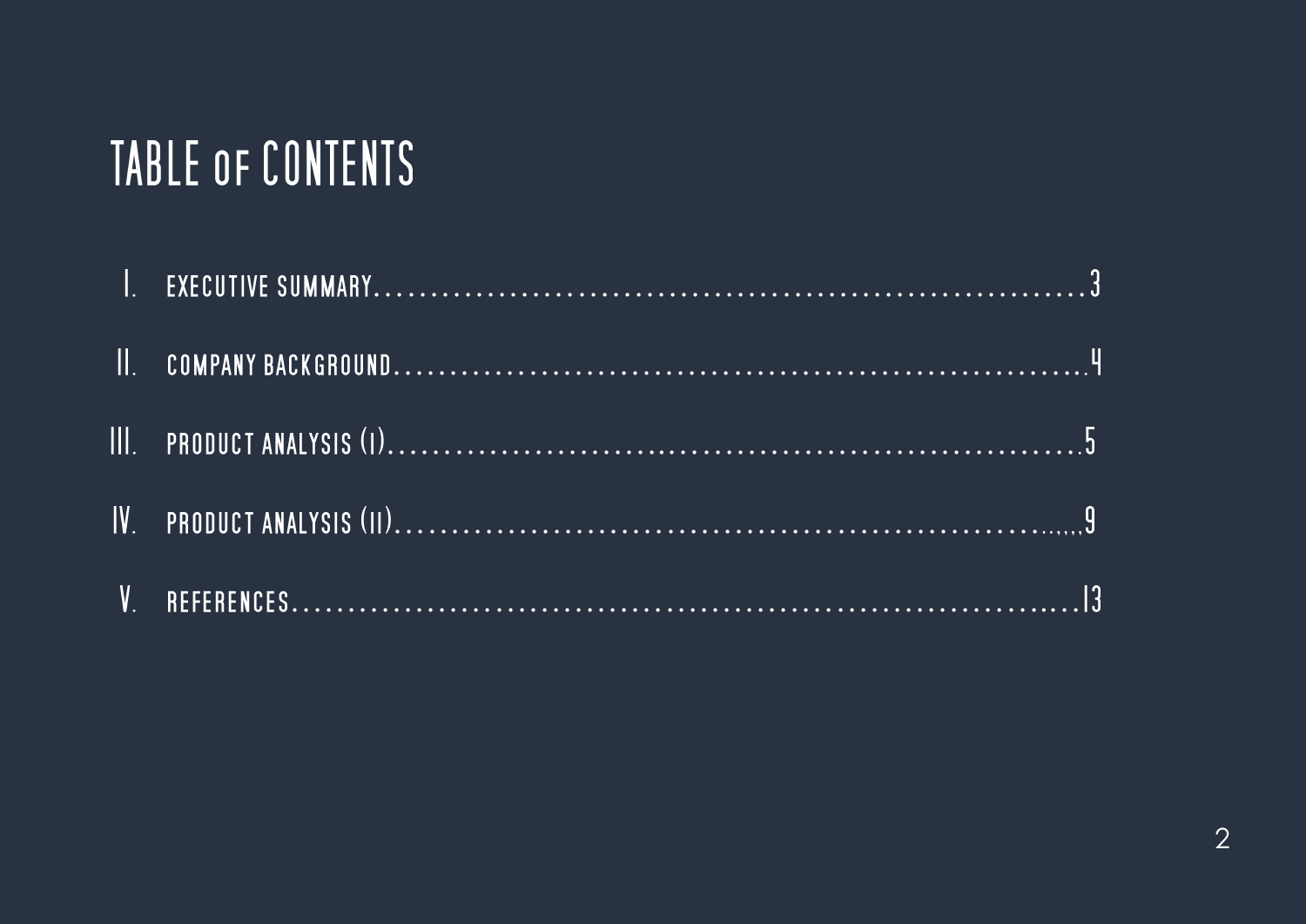# TABLE OF CONTENTS

I. EXECUTIVE SUMMARY.......................................................3

II. COMPANY BACKGROUND.....................................................4

III. PRODUCT ANALYSIS (I)..................................................5

IV. PRODUCT ANALYSIS (II)..................................................9

V. REFERENCES..............................................................13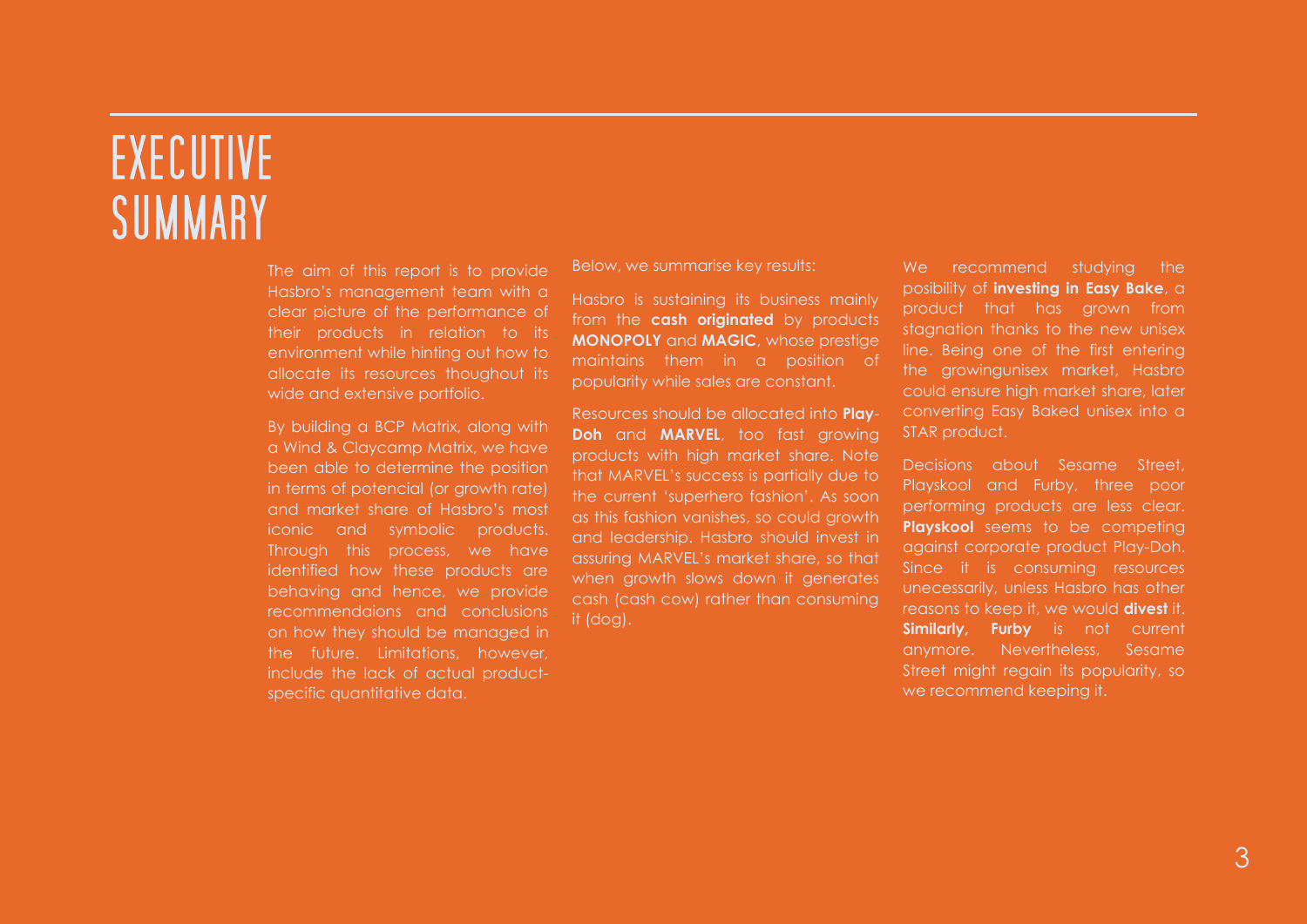# EXECUTIVE SUMMARY

The aim of this report is to provide Hasbro's management team with a clear picture of the performance of their products in relation to its environment while hinting out how to allocate its resources thoughout its wide and extensive portfolio.

By building a BCP Matrix, along with a Wind & Claycamp Matrix, we have been able to determine the position in terms of potencial (or growth rate) and market share of Hasbro's most iconic and symbolic products. Through this process, we have identified how these products are behaving and hence, we provide recommendaions and conclusions on how they should be managed in the future. Limitations, however, include the lack of actual product-specific quantitative data.

Below, we summarise key results:

Hasbro is sustaining its business mainly from the **cash originated** by products **MONOPOLY** and **MAGIC**, whose prestige maintains them in a position of popularity while sales are constant.

Resources should be allocated into **Play-Doh** and **MARVEL**, too fast growing products with high market share. Note that MARVEL's success is partially due to the current 'superhero fashion'. As soon as this fashion vanishes, so could growth and leadership. Hasbro should invest in assuring MARVEL's market share, so that when growth slows down it generates cash (cash cow) rather than consuming it (dog).

We recommend studying the posibility of **investing in Easy Bake**, a product that has grown from stagnation thanks to the new unisex line. Being one of the first entering the growingunisex market, Hasbro could ensure high market share, later converting Easy Baked unisex into a STAR product.

Decisions about Sesame Street, Playskool and Furby, three poor performing products are less clear. **Playskool** seems to be competing against corporate product Play-Doh. Since it is consuming resources unecessarily, unless Hasbro has other reasons to keep it, we would **divest** it. **Similarly, Furby** is not current anymore. Nevertheless, Sesame Street might regain its popularity, so we recommend keeping it.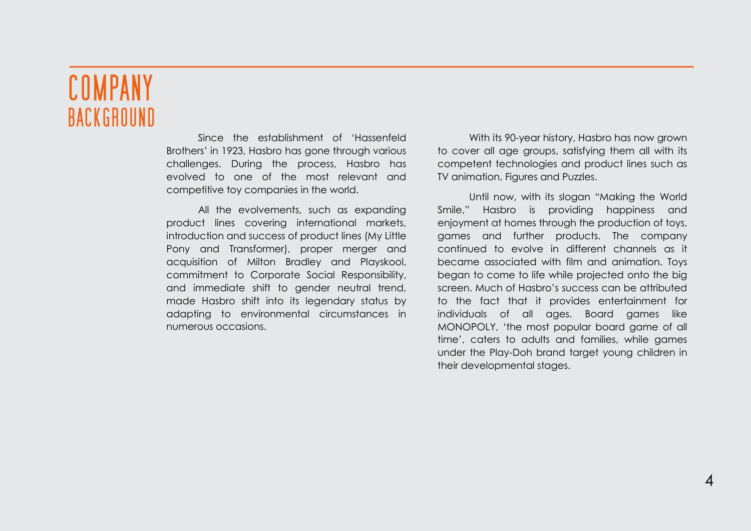# COMPANY BACKGROUND

Since the establishment of 'Hassenfeld Brothers' in 1923, Hasbro has gone through various challenges. During the process, Hasbro has evolved to one of the most relevant and competitive toy companies in the world.

All the evolvements, such as expanding product lines covering international markets, introduction and success of product lines (My Little Pony and Transformer), proper merger and acquisition of Milton Bradley and Playskool, commitment to Corporate Social Responsibility, and immediate shift to gender neutral trend, made Hasbro shift into its legendary status by adapting to environmental circumstances in numerous occasions.

With its 90-year history, Hasbro has now grown to cover all age groups, satisfying them all with its competent technologies and product lines such as TV animation, Figures and Puzzles.

Until now, with its slogan "Making the World Smile," Hasbro is providing happiness and enjoyment at homes through the production of toys, games and further products. The company continued to evolve in different channels as it became associated with film and animation. Toys began to come to life while projected onto the big screen. Much of Hasbro's success can be attributed to the fact that it provides entertainment for individuals of all ages. Board games like MONOPOLY, 'the most popular board game of all time', caters to adults and families, while games under the Play-Doh brand target young children in their developmental stages.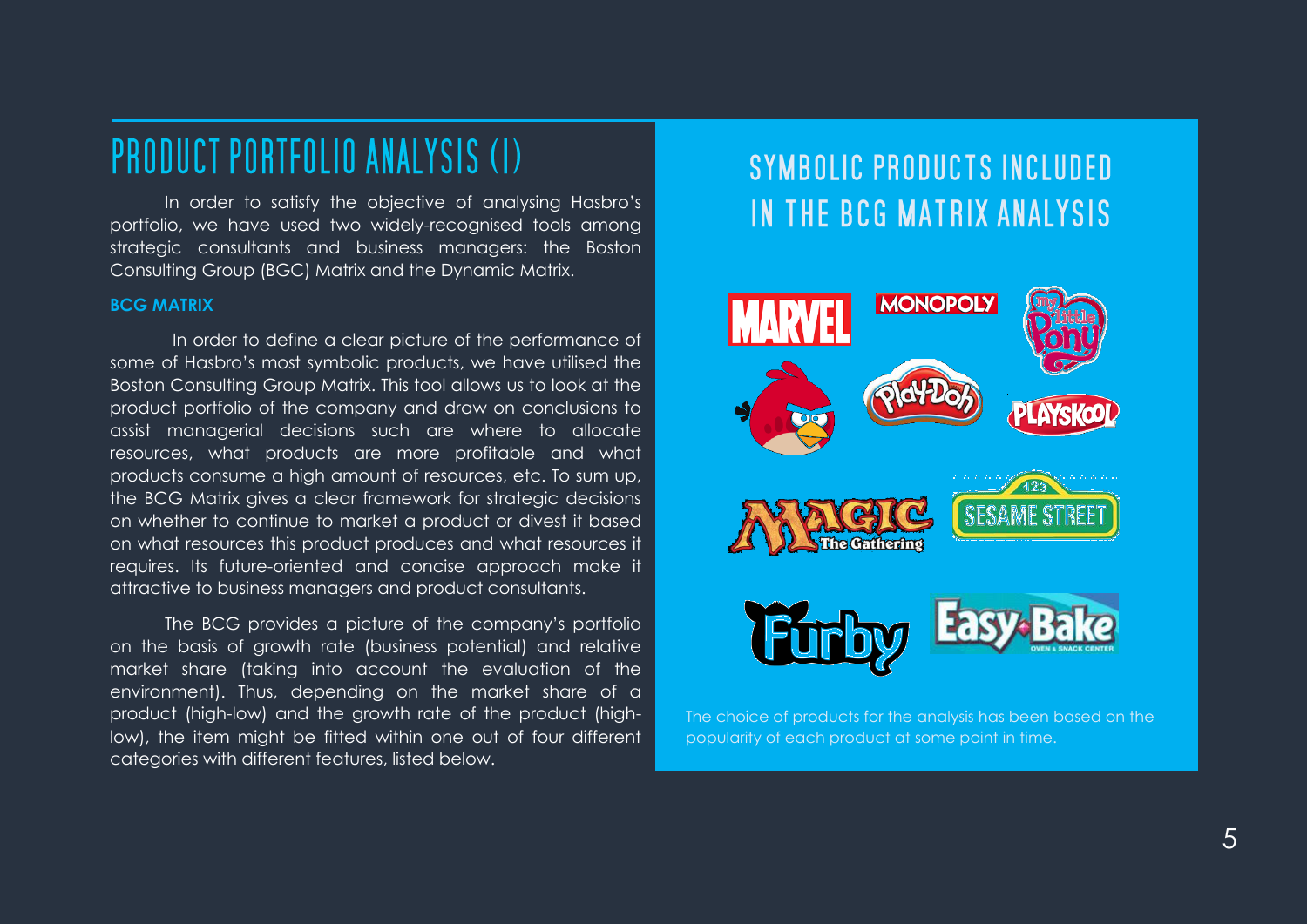# PRODUCT PORTFOLIO ANALYSIS (I)

In order to satisfy the objective of analysing Hasbro's portfolio, we have used two widely-recognised tools among strategic consultants and business managers: the Boston Consulting Group (BGC) Matrix and the Dynamic Matrix.

**BCG MATRIX**

In order to define a clear picture of the performance of some of Hasbro's most symbolic products, we have utilised the Boston Consulting Group Matrix. This tool allows us to look at the product portfolio of the company and draw on conclusions to assist managerial decisions such are where to allocate resources, what products are more profitable and what products consume a high amount of resources, etc. To sum up, the BCG Matrix gives a clear framework for strategic decisions on whether to continue to market a product or divest it based on what resources this product produces and what resources it requires. Its future-oriented and concise approach make it attractive to business managers and product consultants.

The BCG provides a picture of the company's portfolio on the basis of growth rate (business potential) and relative market share (taking into account the evaluation of the environment). Thus, depending on the market share of a product (high-low) and the growth rate of the product (high-low), the item might be fitted within one out of four different categories with different features, listed below.

## SYMBOLIC PRODUCTS INCLUDED IN THE BCG MATRIX ANALYSIS

The choice of products for the analysis has been based on the popularity of each product at some point in time.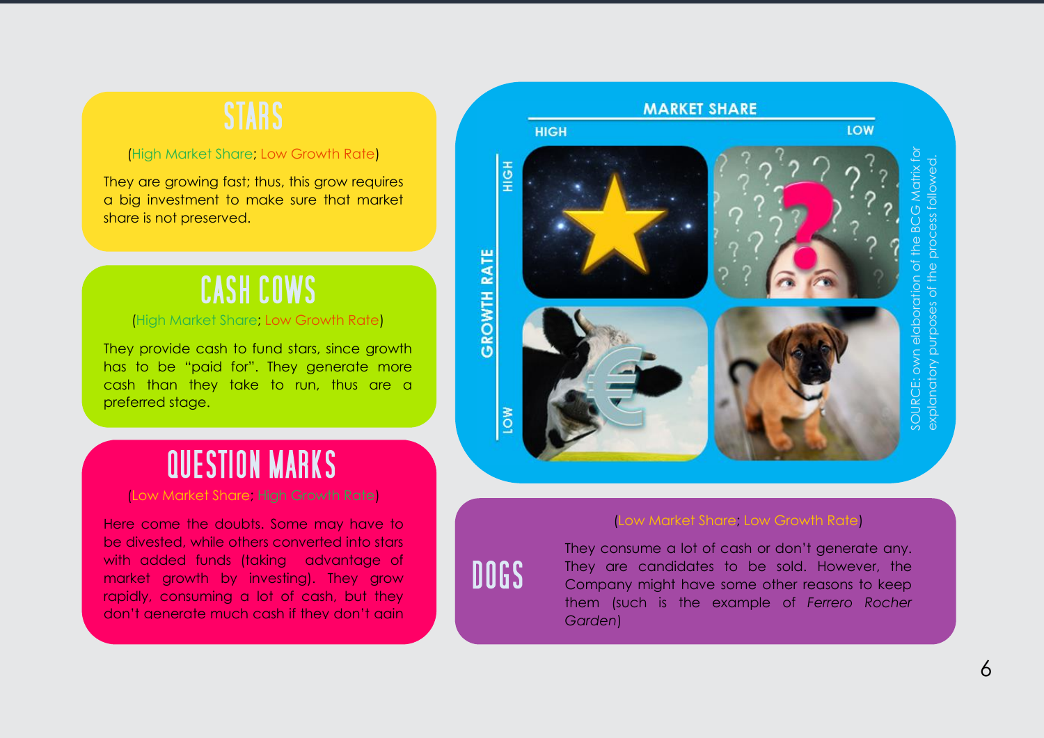## STARS

(High Market Share; Low Growth Rate)

They are growing fast; thus, this grow requires a big investment to make sure that market share is not preserved.

## CASH COWS

(High Market Share; Low Growth Rate)

They provide cash to fund stars, since growth has to be "paid for". They generate more cash than they take to run, thus are a preferred stage.

## QUESTION MARKS

(Low Market Share; High Growth Rate)

Here come the doubts. Some may have to be divested, while others converted into stars with added funds (taking advantage of market growth by investing). They grow rapidly, consuming a lot of cash, but they don't generate much cash if they don't gain

MARKET SHARE

HIGH LOW

GROWTH RATE

HIGH

LOW

SOURCE: own elaboration of the BCG Matrix for explanatory purposes of the process followed.

## DOGS

(Low Market Share; Low Growth Rate)

They consume a lot of cash or don't generate any. They are candidates to be sold. However, the Company might have some other reasons to keep them (such is the example of *Ferrero Rocher Garden*)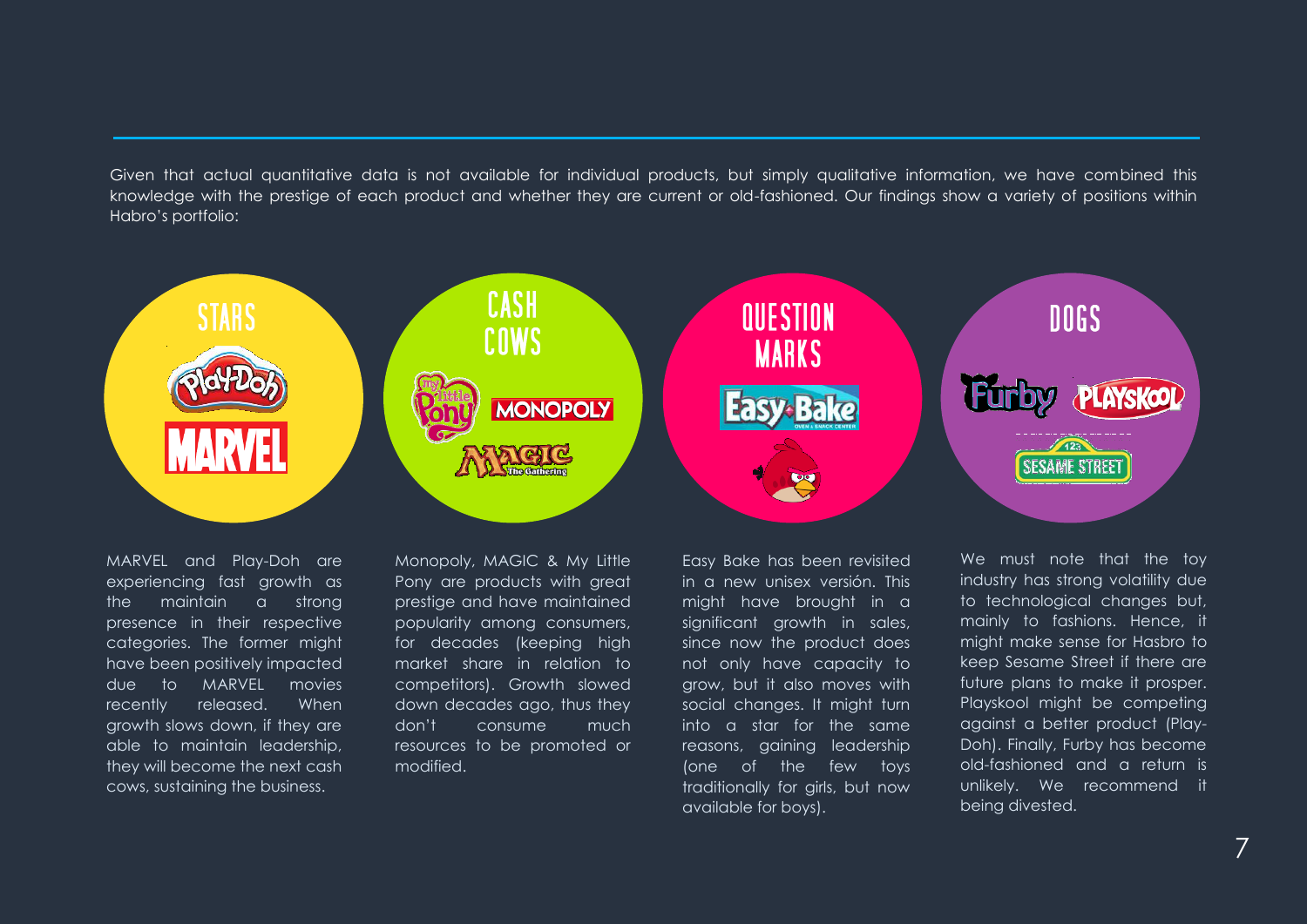Given that actual quantitative data is not available for individual products, but simply qualitative information, we have combined this knowledge with the prestige of each product and whether they are current or old-fashioned. Our findings show a variety of positions within Habro's portfolio:

## STARS

MARVEL and Play-Doh are experiencing fast growth as the maintain a strong presence in their respective categories. The former might have been positively impacted due to MARVEL movies recently released. When growth slows down, if they are able to maintain leadership, they will become the next cash cows, sustaining the business.

## CASH COWS

Monopoly, MAGIC & My Little Pony are products with great prestige and have maintained popularity among consumers, for decades (keeping high market share in relation to competitors). Growth slowed down decades ago, thus they don't consume much resources to be promoted or modified.

## QUESTION MARKS

Easy Bake has been revisited in a new unisex versión. This might have brought in a significant growth in sales, since now the product does not only have capacity to grow, but it also moves with social changes. It might turn into a star for the same reasons, gaining leadership (one of the few toys traditionally for girls, but now available for boys).

## DOGS

We must note that the toy industry has strong volatility due to technological changes but, mainly to fashions. Hence, it might make sense for Hasbro to keep Sesame Street if there are future plans to make it prosper. Playskool might be competing against a better product (Play-Doh). Finally, Furby has become old-fashioned and a return is unlikely. We recommend it being divested.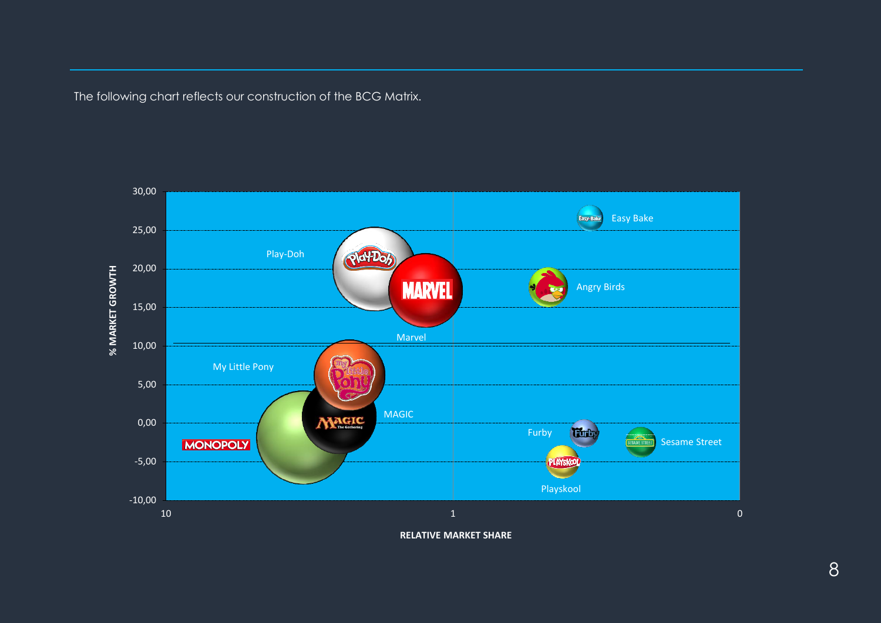The following chart reflects our construction of the BCG Matrix.

% MARKET GROWTH

30,00
25,00
20,00
15,00
10,00
5,00
0,00
-5,00
-10,00

Easy Bake

Play-Doh

Angry Birds

Marvel

My Little Pony

MAGIC

Furby

Sesame Street

MONOPOLY

Playskool

10 1 0

RELATIVE MARKET SHARE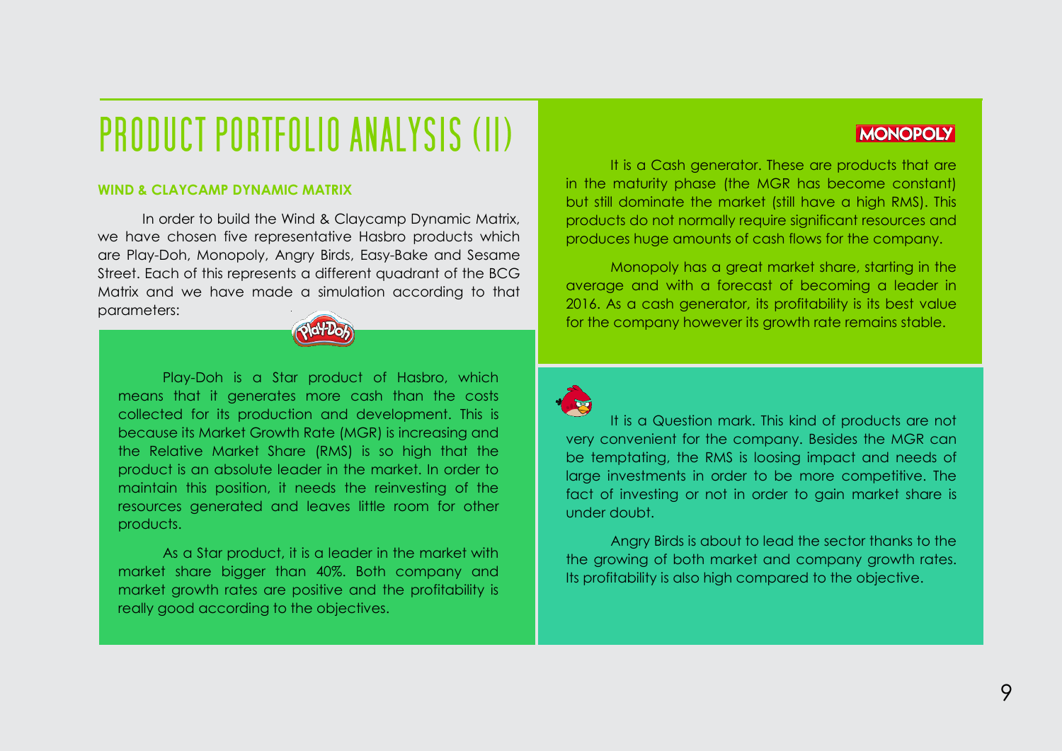# PRODUCT PORTFOLIO ANALYSIS (II)

### WIND & CLAYCAMP DYNAMIC MATRIX

In order to build the Wind & Claycamp Dynamic Matrix, we have chosen five representative Hasbro products which are Play-Doh, Monopoly, Angry Birds, Easy-Bake and Sesame Street. Each of this represents a different quadrant of the BCG Matrix and we have made a simulation according to that parameters:

Play-Doh is a Star product of Hasbro, which means that it generates more cash than the costs collected for its production and development. This is because its Market Growth Rate (MGR) is increasing and the Relative Market Share (RMS) is so high that the product is an absolute leader in the market. In order to maintain this position, it needs the reinvesting of the resources generated and leaves little room for other products.

As a Star product, it is a leader in the market with market share bigger than 40%. Both company and market growth rates are positive and the profitability is really good according to the objectives.

MONOPOLY

It is a Cash generator. These are products that are in the maturity phase (the MGR has become constant) but still dominate the market (still have a high RMS). This products do not normally require significant resources and produces huge amounts of cash flows for the company.

Monopoly has a great market share, starting in the average and with a forecast of becoming a leader in 2016. As a cash generator, its profitability is its best value for the company however its growth rate remains stable.

It is a Question mark. This kind of products are not very convenient for the company. Besides the MGR can be temptating, the RMS is loosing impact and needs of large investments in order to be more competitive. The fact of investing or not in order to gain market share is under doubt.

Angry Birds is about to lead the sector thanks to the the growing of both market and company growth rates. Its profitability is also high compared to the objective.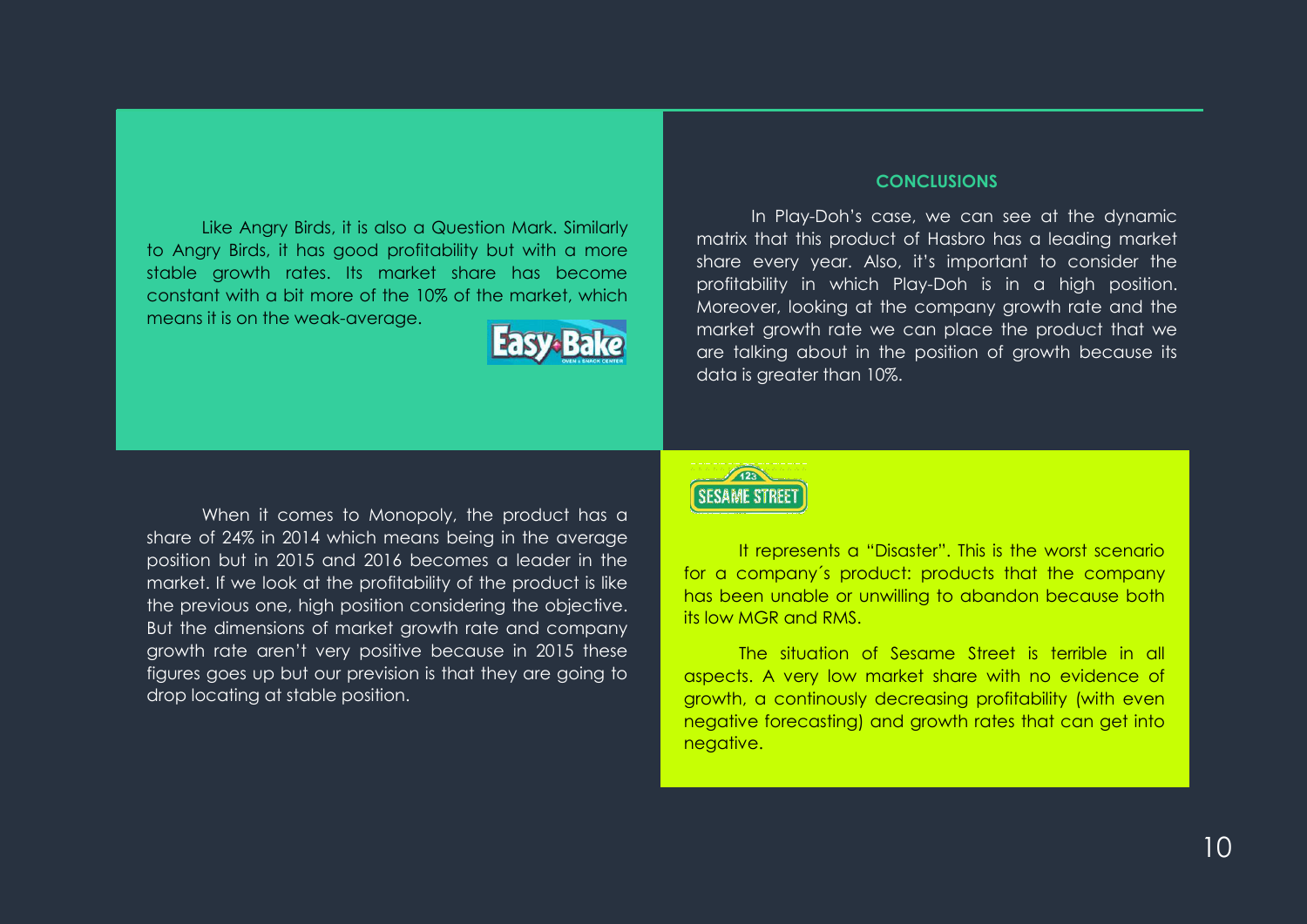Like Angry Birds, it is also a Question Mark. Similarly to Angry Birds, it has good profitability but with a more stable growth rates. Its market share has become constant with a bit more of the 10% of the market, which means it is on the weak-average.

When it comes to Monopoly, the product has a share of 24% in 2014 which means being in the average position but in 2015 and 2016 becomes a leader in the market. If we look at the profitability of the product is like the previous one, high position considering the objective. But the dimensions of market growth rate and company growth rate aren't very positive because in 2015 these figures goes up but our prevision is that they are going to drop locating at stable position.

## CONCLUSIONS

In Play-Doh's case, we can see at the dynamic matrix that this product of Hasbro has a leading market share every year. Also, it's important to consider the profitability in which Play-Doh is in a high position. Moreover, looking at the company growth rate and the market growth rate we can place the product that we are talking about in the position of growth because its data is greater than 10%.

It represents a "Disaster". This is the worst scenario for a company´s product: products that the company has been unable or unwilling to abandon because both its low MGR and RMS.

The situation of Sesame Street is terrible in all aspects. A very low market share with no evidence of growth, a continously decreasing profitability (with even negative forecasting) and growth rates that can get into negative.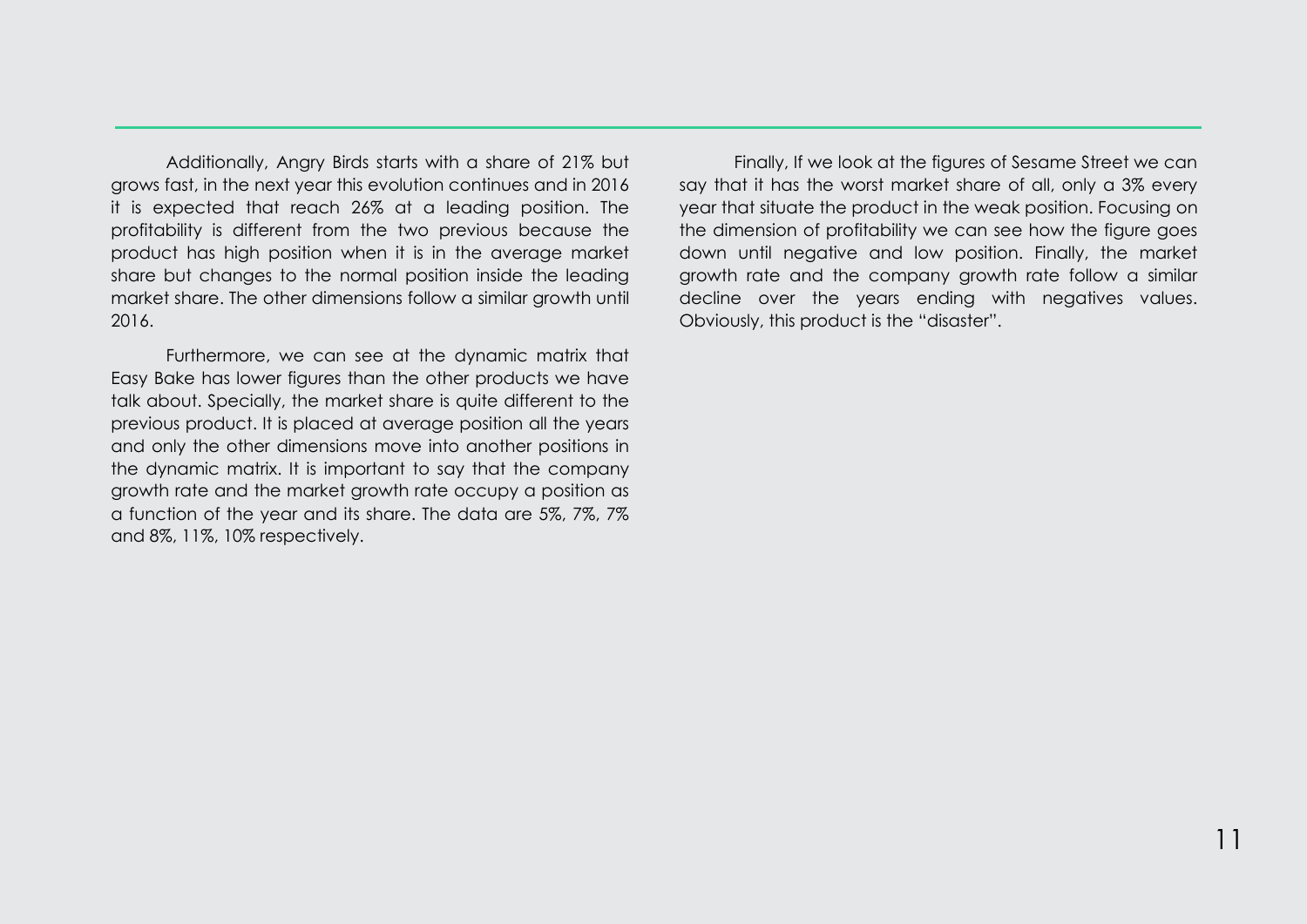Additionally, Angry Birds starts with a share of 21% but grows fast, in the next year this evolution continues and in 2016 it is expected that reach 26% at a leading position. The profitability is different from the two previous because the product has high position when it is in the average market share but changes to the normal position inside the leading market share. The other dimensions follow a similar growth until 2016.

Furthermore, we can see at the dynamic matrix that Easy Bake has lower figures than the other products we have talk about. Specially, the market share is quite different to the previous product. It is placed at average position all the years and only the other dimensions move into another positions in the dynamic matrix. It is important to say that the company growth rate and the market growth rate occupy a position as a function of the year and its share. The data are 5%, 7%, 7% and 8%, 11%, 10% respectively.

Finally, If we look at the figures of Sesame Street we can say that it has the worst market share of all, only a 3% every year that situate the product in the weak position. Focusing on the dimension of profitability we can see how the figure goes down until negative and low position. Finally, the market growth rate and the company growth rate follow a similar decline over the years ending with negatives values. Obviously, this product is the "disaster".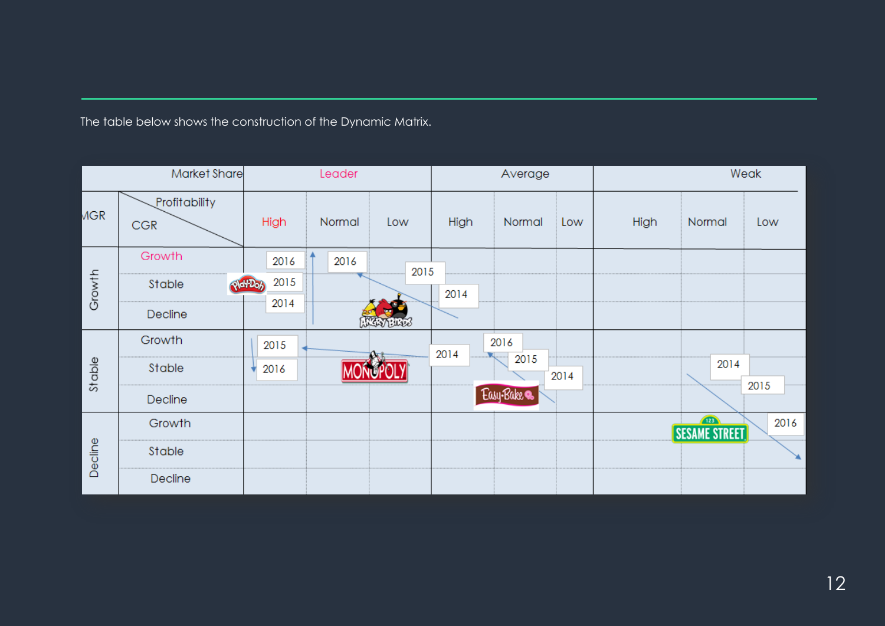The table below shows the construction of the Dynamic Matrix.

| MGR | CGR \ Profitability (Market Share →) | Leader: High | Leader: Normal | Leader: Low | Average: High | Average: Normal | Average: Low | Weak: High | Weak: Normal | Weak: Low |
|---|---|---|---|---|---|---|---|---|---|---|
| Growth | Growth | 2016 | 2016 | | 2015 | | | | | |
| | Stable | Play-Doh 2015 | | | 2014 | | | | | |
| | Decline | 2014 | Angry Birds | | | | | | | |
| Stable | Growth | 2015 | | | 2014 | 2016 | | | | |
| | Stable | 2016 | Monopoly | | | 2015 | 2014 | | 2014 | 2015 |
| | Decline | | | | | Easy-Bake | | | | |
| Decline | Growth | | | | | | | | Sesame Street | 2016 |
| | Stable | | | | | | | | | |
| | Decline | | | | | | | | | |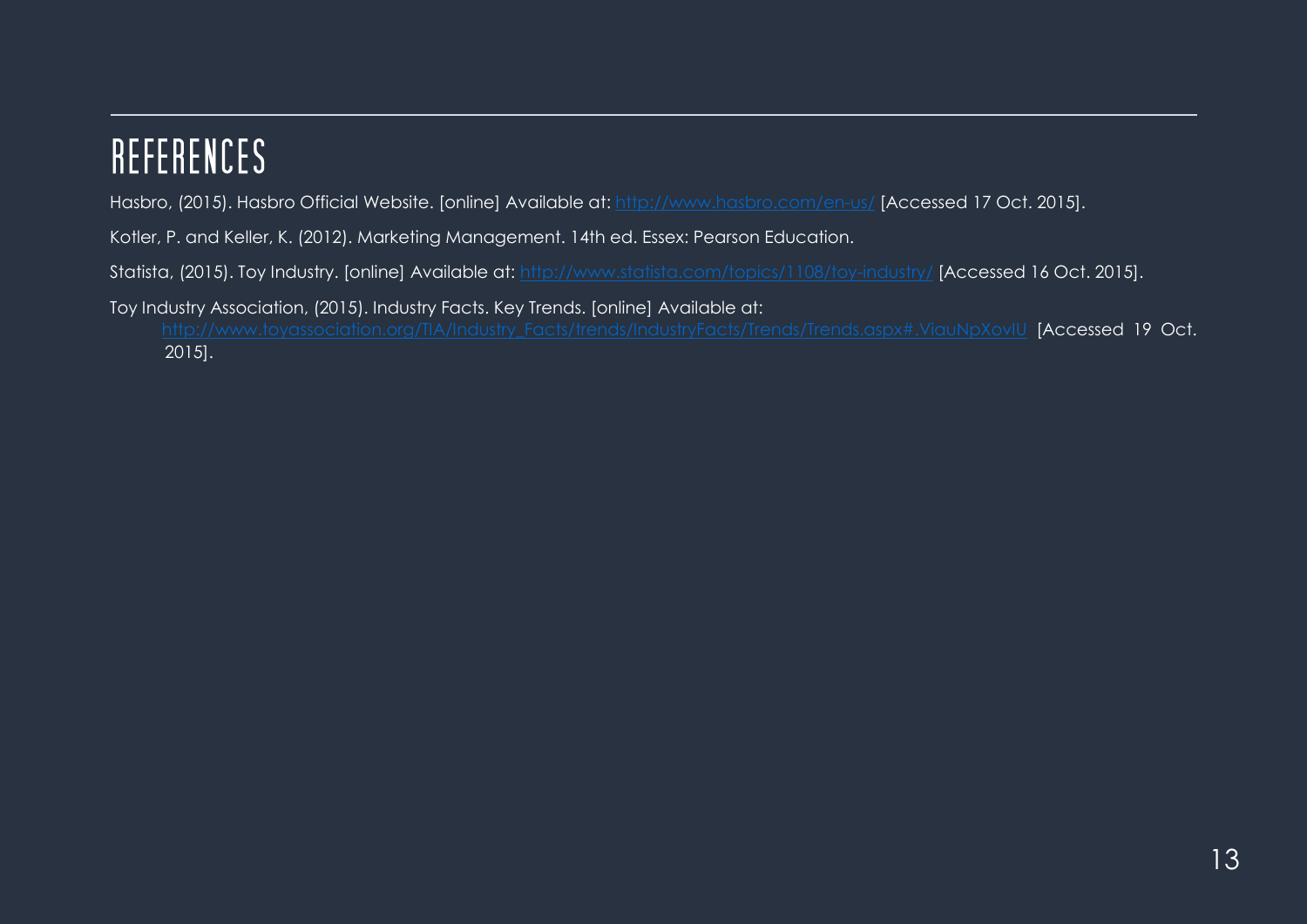# REFERENCES

Hasbro, (2015). Hasbro Official Website. [online] Available at: http://www.hasbro.com/en-us/ [Accessed 17 Oct. 2015].

Kotler, P. and Keller, K. (2012). Marketing Management. 14th ed. Essex: Pearson Education.

Statista, (2015). Toy Industry. [online] Available at: http://www.statista.com/topics/1108/toy-industry/ [Accessed 16 Oct. 2015].

Toy Industry Association, (2015). Industry Facts. Key Trends. [online] Available at: http://www.toyassociation.org/TIA/Industry_Facts/trends/IndustryFacts/Trends/Trends.aspx#.ViauNpXovlU [Accessed 19 Oct. 2015].